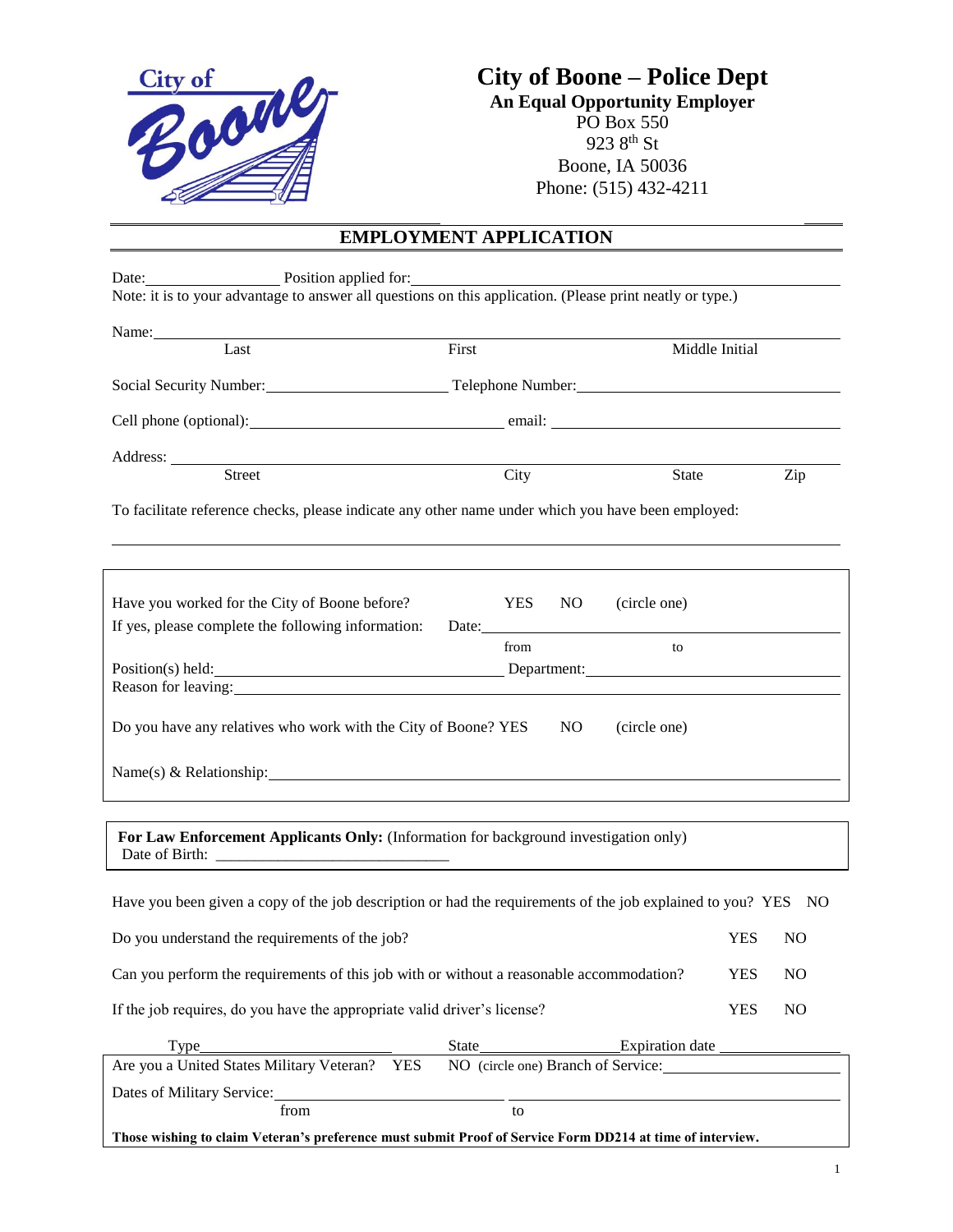# City of Boone – Police Dept

**An Equal Opportunity Employer**

PO Box 550
923 8th St
Boone, IA 50036
Phone: (515) 432-4211

## EMPLOYMENT APPLICATION

Date: \_\_\_\_\_\_\_\_\_\_\_\_ Position applied for: \_\_\_\_\_\_\_\_\_\_\_\_\_\_\_\_\_\_\_\_\_\_\_\_\_\_\_\_\_\_\_\_\_\_\_\_

Note: it is to your advantage to answer all questions on this application. (Please print neatly or type.)

Name: \_\_\_\_\_\_\_\_\_\_\_\_\_\_\_\_\_\_\_\_\_\_\_\_\_\_\_\_\_\_\_\_\_\_\_\_\_\_\_\_\_\_\_\_\_\_\_\_\_\_\_\_\_\_\_\_
Last First Middle Initial

Social Security Number: \_\_\_\_\_\_\_\_\_\_\_\_\_\_\_\_\_\_ Telephone Number: \_\_\_\_\_\_\_\_\_\_\_\_\_\_\_\_\_\_\_\_\_\_\_\_

Cell phone (optional): \_\_\_\_\_\_\_\_\_\_\_\_\_\_\_\_\_\_\_\_\_\_\_\_ email: \_\_\_\_\_\_\_\_\_\_\_\_\_\_\_\_\_\_\_\_\_\_\_\_\_\_

Address: \_\_\_\_\_\_\_\_\_\_\_\_\_\_\_\_\_\_\_\_\_\_\_\_\_\_\_\_\_\_\_\_\_\_\_\_\_\_\_\_\_\_\_\_\_\_\_\_\_\_\_\_\_\_\_\_
Street City State Zip

To facilitate reference checks, please indicate any other name under which you have been employed:

\_\_\_\_\_\_\_\_\_\_\_\_\_\_\_\_\_\_\_\_\_\_\_\_\_\_\_\_\_\_\_\_\_\_\_\_\_\_\_\_\_\_\_\_\_\_\_\_\_\_\_\_\_\_\_\_\_\_\_\_\_\_\_\_\_\_\_\_

Have you worked for the City of Boone before? YES NO (circle one)

If yes, please complete the following information: Date: \_\_\_\_\_\_\_\_\_\_\_\_\_\_\_\_\_\_\_\_\_\_\_\_\_\_\_\_\_\_
from to

Position(s) held: \_\_\_\_\_\_\_\_\_\_\_\_\_\_\_\_\_\_\_\_\_\_\_\_\_\_\_\_ Department: \_\_\_\_\_\_\_\_\_\_\_\_\_\_\_\_\_\_\_\_\_\_\_\_

Reason for leaving: \_\_\_\_\_\_\_\_\_\_\_\_\_\_\_\_\_\_\_\_\_\_\_\_\_\_\_\_\_\_\_\_\_\_\_\_\_\_\_\_\_\_\_\_\_\_\_\_\_\_\_\_\_\_\_\_

Do you have any relatives who work with the City of Boone? YES NO (circle one)

Name(s) & Relationship: \_\_\_\_\_\_\_\_\_\_\_\_\_\_\_\_\_\_\_\_\_\_\_\_\_\_\_\_\_\_\_\_\_\_\_\_\_\_\_\_\_\_\_\_\_\_\_\_\_\_

**For Law Enforcement Applicants Only:** (Information for background investigation only)
Date of Birth: \_\_\_\_\_\_\_\_\_\_\_\_\_\_\_\_\_\_\_\_\_\_\_\_\_\_\_\_

Have you been given a copy of the job description or had the requirements of the job explained to you? YES NO

Do you understand the requirements of the job? YES NO

Can you perform the requirements of this job with or without a reasonable accommodation? YES NO

If the job requires, do you have the appropriate valid driver's license? YES NO

Type \_\_\_\_\_\_\_\_\_\_\_\_\_\_\_\_\_\_\_\_ State \_\_\_\_\_\_\_\_\_\_\_\_\_\_\_ Expiration date \_\_\_\_\_\_\_\_\_\_\_\_\_\_

Are you a United States Military Veteran? YES NO (circle one) Branch of Service: \_\_\_\_\_\_\_\_\_\_\_\_\_\_\_\_\_\_\_\_

Dates of Military Service: \_\_\_\_\_\_\_\_\_\_\_\_\_\_\_\_\_\_\_\_\_\_ \_\_\_\_\_\_\_\_\_\_\_\_\_\_\_\_\_\_\_\_\_\_
from to

**Those wishing to claim Veteran's preference must submit Proof of Service Form DD214 at time of interview.**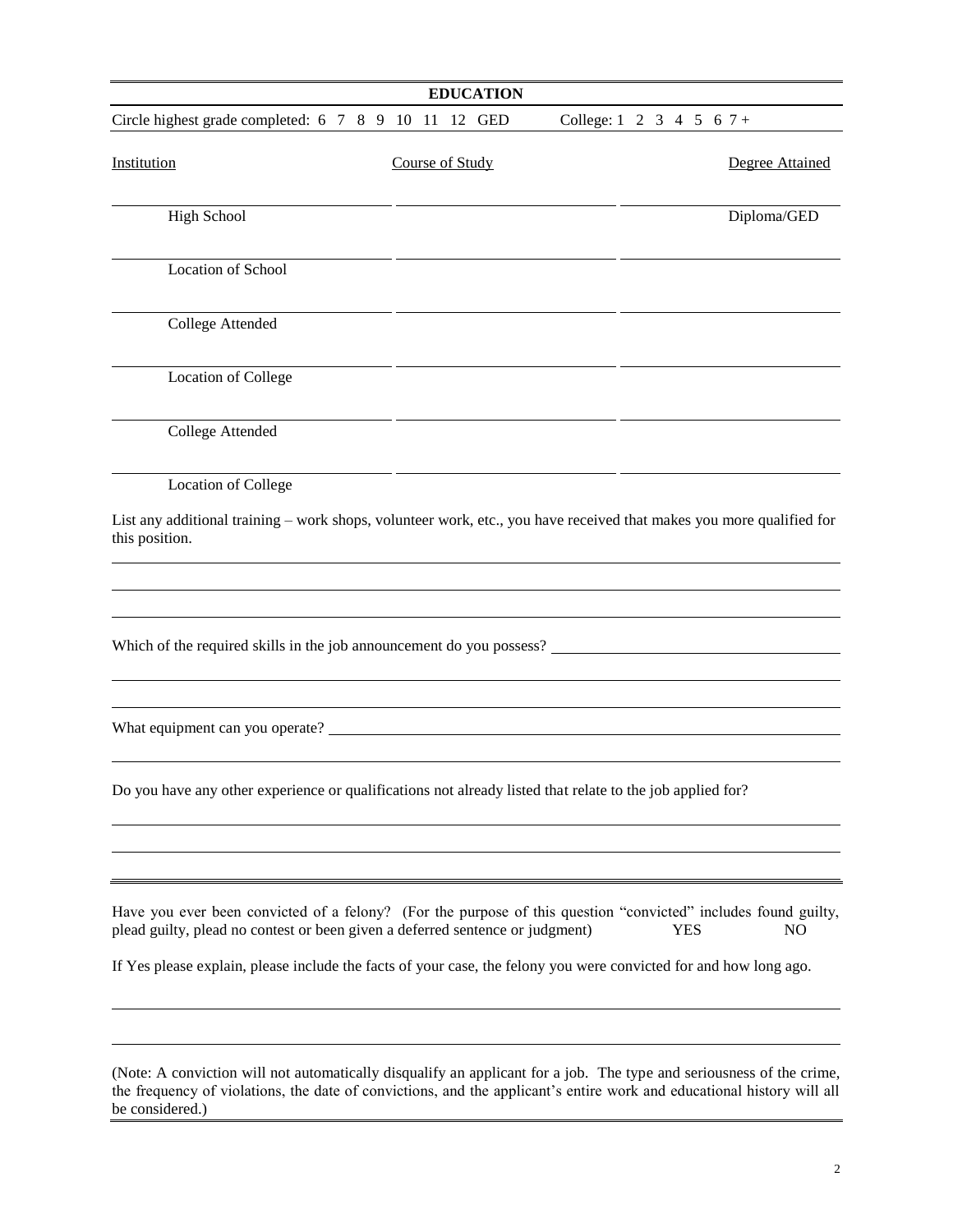## EDUCATION

Circle highest grade completed: 6 7 8 9 10 11 12 GED College: 1 2 3 4 5 6 7 +

| Institution | Course of Study | Degree Attained |
|---|---|---|
| High School | | Diploma/GED |
| Location of School | | |
| College Attended | | |
| Location of College | | |
| College Attended | | |
| Location of College | | |

List any additional training – work shops, volunteer work, etc., you have received that makes you more qualified for this position.

Which of the required skills in the job announcement do you possess?

What equipment can you operate?

Do you have any other experience or qualifications not already listed that relate to the job applied for?

Have you ever been convicted of a felony? (For the purpose of this question "convicted" includes found guilty, plead guilty, plead no contest or been given a deferred sentence or judgment) YES NO

If Yes please explain, please include the facts of your case, the felony you were convicted for and how long ago.

(Note: A conviction will not automatically disqualify an applicant for a job. The type and seriousness of the crime, the frequency of violations, the date of convictions, and the applicant's entire work and educational history will all be considered.)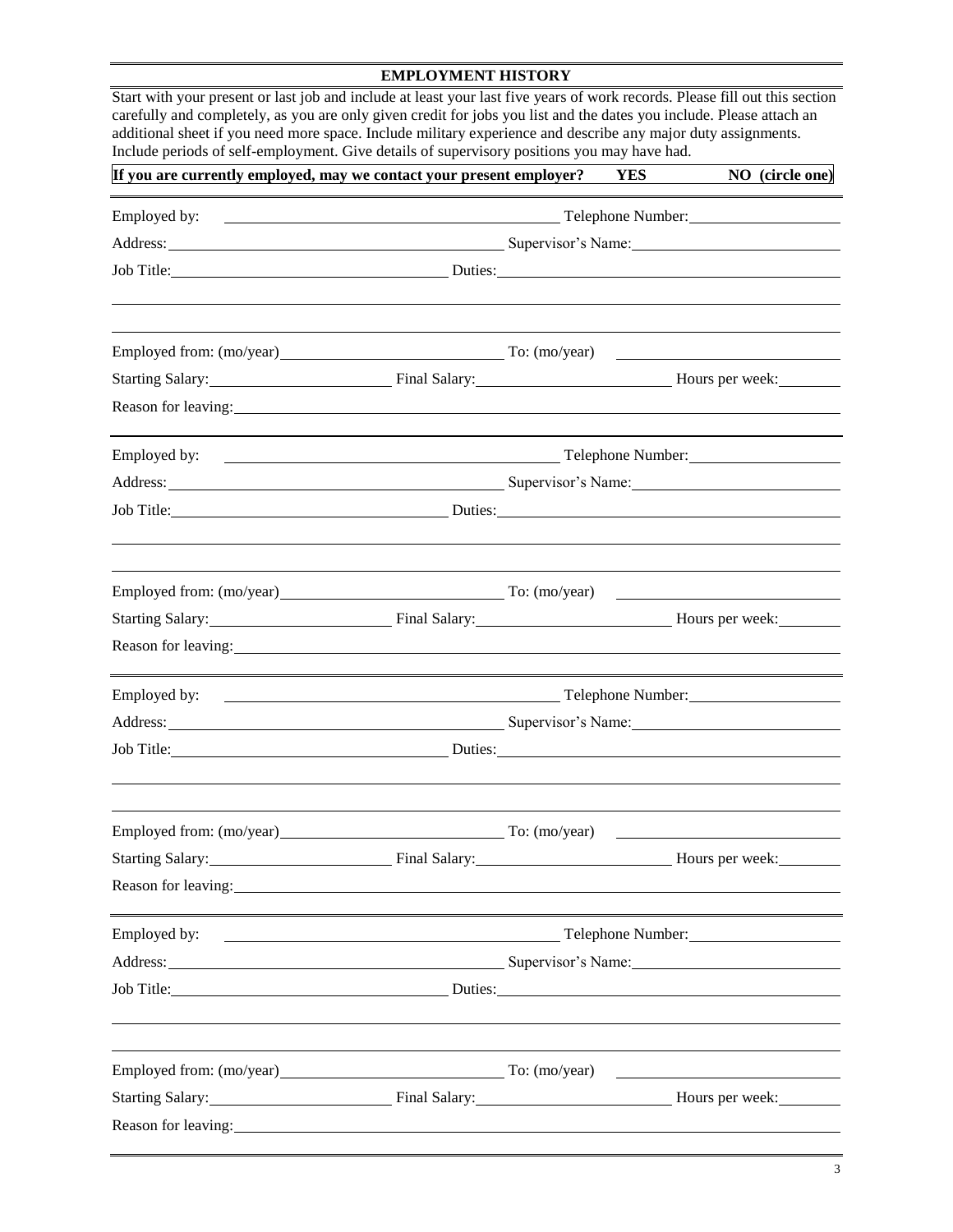## EMPLOYMENT HISTORY

Start with your present or last job and include at least your last five years of work records. Please fill out this section carefully and completely, as you are only given credit for jobs you list and the dates you include. Please attach an additional sheet if you need more space. Include military experience and describe any major duty assignments. Include periods of self-employment. Give details of supervisory positions you may have had.

**If you are currently employed, may we contact your present employer? YES NO (circle one)**

---

Employed by: ______________________ Telephone Number: ______________________

Address: ______________________ Supervisor's Name: ______________________

Job Title: ______________________ Duties: ______________________

______________________________________________

______________________________________________

Employed from: (mo/year) ______________________ To: (mo/year) ______________________

Starting Salary: ______________ Final Salary: ______________ Hours per week: ________

Reason for leaving: ______________________________________________

---

Employed by: ______________________ Telephone Number: ______________________

Address: ______________________ Supervisor's Name: ______________________

Job Title: ______________________ Duties: ______________________

______________________________________________

______________________________________________

Employed from: (mo/year) ______________________ To: (mo/year) ______________________

Starting Salary: ______________ Final Salary: ______________ Hours per week: ________

Reason for leaving: ______________________________________________

---

Employed by: ______________________ Telephone Number: ______________________

Address: ______________________ Supervisor's Name: ______________________

Job Title: ______________________ Duties: ______________________

______________________________________________

______________________________________________

Employed from: (mo/year) ______________________ To: (mo/year) ______________________

Starting Salary: ______________ Final Salary: ______________ Hours per week: ________

Reason for leaving: ______________________________________________

---

Employed by: ______________________ Telephone Number: ______________________

Address: ______________________ Supervisor's Name: ______________________

Job Title: ______________________ Duties: ______________________

______________________________________________

______________________________________________

Employed from: (mo/year) ______________________ To: (mo/year) ______________________

Starting Salary: ______________ Final Salary: ______________ Hours per week: ________

Reason for leaving: ______________________________________________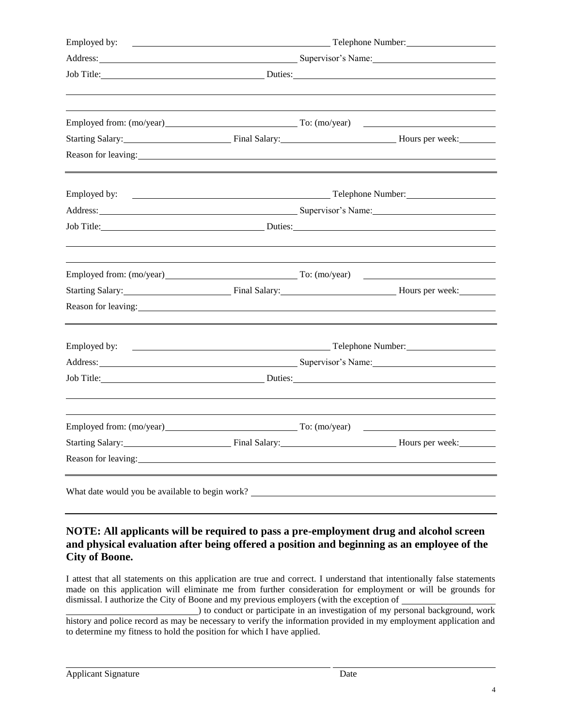Employed by: \_\_\_\_\_\_\_\_\_\_\_\_\_\_\_\_\_\_\_\_\_\_\_\_\_\_\_\_\_\_ Telephone Number: \_\_\_\_\_\_\_\_\_\_\_\_\_\_\_\_

Address: \_\_\_\_\_\_\_\_\_\_\_\_\_\_\_\_\_\_\_\_\_\_\_\_\_\_\_\_\_\_ Supervisor's Name: \_\_\_\_\_\_\_\_\_\_\_\_\_\_\_\_

Job Title: \_\_\_\_\_\_\_\_\_\_\_\_\_\_\_\_\_\_\_\_ Duties: \_\_\_\_\_\_\_\_\_\_\_\_\_\_\_\_\_\_\_\_\_\_\_\_\_\_\_\_\_\_

\_\_\_\_\_\_\_\_\_\_\_\_\_\_\_\_\_\_\_\_\_\_\_\_\_\_\_\_\_\_\_\_\_\_\_\_\_\_\_\_\_\_\_\_\_\_\_\_\_\_\_\_\_\_\_\_\_\_\_\_

\_\_\_\_\_\_\_\_\_\_\_\_\_\_\_\_\_\_\_\_\_\_\_\_\_\_\_\_\_\_\_\_\_\_\_\_\_\_\_\_\_\_\_\_\_\_\_\_\_\_\_\_\_\_\_\_\_\_\_\_

Employed from: (mo/year) \_\_\_\_\_\_\_\_\_\_\_\_\_\_\_\_\_\_\_\_ To: (mo/year) \_\_\_\_\_\_\_\_\_\_\_\_\_\_\_\_\_\_\_\_

Starting Salary: \_\_\_\_\_\_\_\_\_\_\_\_\_\_\_\_ Final Salary: \_\_\_\_\_\_\_\_\_\_\_\_\_\_\_\_ Hours per week: \_\_\_\_\_\_\_\_

Reason for leaving: \_\_\_\_\_\_\_\_\_\_\_\_\_\_\_\_\_\_\_\_\_\_\_\_\_\_\_\_\_\_\_\_\_\_\_\_\_\_\_\_\_\_\_\_\_\_\_\_\_\_\_\_

---

Employed by: \_\_\_\_\_\_\_\_\_\_\_\_\_\_\_\_\_\_\_\_\_\_\_\_\_\_\_\_\_\_ Telephone Number: \_\_\_\_\_\_\_\_\_\_\_\_\_\_\_\_

Address: \_\_\_\_\_\_\_\_\_\_\_\_\_\_\_\_\_\_\_\_\_\_\_\_\_\_\_\_\_\_ Supervisor's Name: \_\_\_\_\_\_\_\_\_\_\_\_\_\_\_\_

Job Title: \_\_\_\_\_\_\_\_\_\_\_\_\_\_\_\_\_\_\_\_ Duties: \_\_\_\_\_\_\_\_\_\_\_\_\_\_\_\_\_\_\_\_\_\_\_\_\_\_\_\_\_\_

\_\_\_\_\_\_\_\_\_\_\_\_\_\_\_\_\_\_\_\_\_\_\_\_\_\_\_\_\_\_\_\_\_\_\_\_\_\_\_\_\_\_\_\_\_\_\_\_\_\_\_\_\_\_\_\_\_\_\_\_

\_\_\_\_\_\_\_\_\_\_\_\_\_\_\_\_\_\_\_\_\_\_\_\_\_\_\_\_\_\_\_\_\_\_\_\_\_\_\_\_\_\_\_\_\_\_\_\_\_\_\_\_\_\_\_\_\_\_\_\_

Employed from: (mo/year) \_\_\_\_\_\_\_\_\_\_\_\_\_\_\_\_\_\_\_\_ To: (mo/year) \_\_\_\_\_\_\_\_\_\_\_\_\_\_\_\_\_\_\_\_

Starting Salary: \_\_\_\_\_\_\_\_\_\_\_\_\_\_\_\_ Final Salary: \_\_\_\_\_\_\_\_\_\_\_\_\_\_\_\_ Hours per week: \_\_\_\_\_\_\_\_

Reason for leaving: \_\_\_\_\_\_\_\_\_\_\_\_\_\_\_\_\_\_\_\_\_\_\_\_\_\_\_\_\_\_\_\_\_\_\_\_\_\_\_\_\_\_\_\_\_\_\_\_\_\_\_\_

---

Employed by: \_\_\_\_\_\_\_\_\_\_\_\_\_\_\_\_\_\_\_\_\_\_\_\_\_\_\_\_\_\_ Telephone Number: \_\_\_\_\_\_\_\_\_\_\_\_\_\_\_\_

Address: \_\_\_\_\_\_\_\_\_\_\_\_\_\_\_\_\_\_\_\_\_\_\_\_\_\_\_\_\_\_ Supervisor's Name: \_\_\_\_\_\_\_\_\_\_\_\_\_\_\_\_

Job Title: \_\_\_\_\_\_\_\_\_\_\_\_\_\_\_\_\_\_\_\_ Duties: \_\_\_\_\_\_\_\_\_\_\_\_\_\_\_\_\_\_\_\_\_\_\_\_\_\_\_\_\_\_

\_\_\_\_\_\_\_\_\_\_\_\_\_\_\_\_\_\_\_\_\_\_\_\_\_\_\_\_\_\_\_\_\_\_\_\_\_\_\_\_\_\_\_\_\_\_\_\_\_\_\_\_\_\_\_\_\_\_\_\_

\_\_\_\_\_\_\_\_\_\_\_\_\_\_\_\_\_\_\_\_\_\_\_\_\_\_\_\_\_\_\_\_\_\_\_\_\_\_\_\_\_\_\_\_\_\_\_\_\_\_\_\_\_\_\_\_\_\_\_\_

Employed from: (mo/year) \_\_\_\_\_\_\_\_\_\_\_\_\_\_\_\_\_\_\_\_ To: (mo/year) \_\_\_\_\_\_\_\_\_\_\_\_\_\_\_\_\_\_\_\_

Starting Salary: \_\_\_\_\_\_\_\_\_\_\_\_\_\_\_\_ Final Salary: \_\_\_\_\_\_\_\_\_\_\_\_\_\_\_\_ Hours per week: \_\_\_\_\_\_\_\_

Reason for leaving: \_\_\_\_\_\_\_\_\_\_\_\_\_\_\_\_\_\_\_\_\_\_\_\_\_\_\_\_\_\_\_\_\_\_\_\_\_\_\_\_\_\_\_\_\_\_\_\_\_\_\_\_

---

What date would you be available to begin work? \_\_\_\_\_\_\_\_\_\_\_\_\_\_\_\_\_\_\_\_\_\_\_\_\_\_\_\_\_\_

---

**NOTE: All applicants will be required to pass a pre-employment drug and alcohol screen and physical evaluation after being offered a position and beginning as an employee of the City of Boone.**

I attest that all statements on this application are true and correct. I understand that intentionally false statements made on this application will eliminate me from further consideration for employment or will be grounds for dismissal. I authorize the City of Boone and my previous employers (with the exception of \_\_\_\_\_\_\_\_\_\_\_\_\_\_\_\_\_\_\_\_\_\_\_\_\_\_\_\_\_\_\_\_\_\_\_\_\_\_\_\_) to conduct or participate in an investigation of my personal background, work history and police record as may be necessary to verify the information provided in my employment application and to determine my fitness to hold the position for which I have applied.

\_\_\_\_\_\_\_\_\_\_\_\_\_\_\_\_\_\_\_\_\_\_\_\_\_\_\_\_\_\_\_\_\_\_\_\_\_\_\_\_ \_\_\_\_\_\_\_\_\_\_\_\_\_\_\_\_\_\_\_\_\_\_\_\_

Applicant Signature Date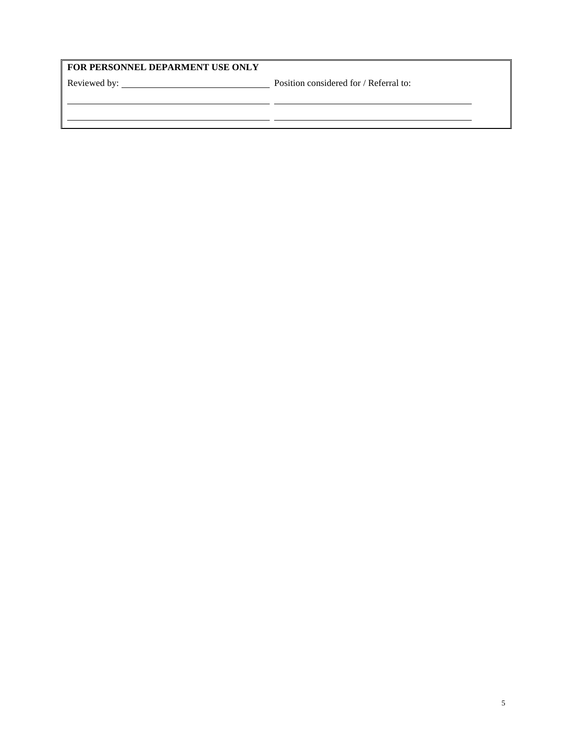**FOR PERSONNEL DEPARMENT USE ONLY**

Reviewed by: ______________________________ Position considered for / Referral to:

________________________________________ ________________________________________

________________________________________ ________________________________________